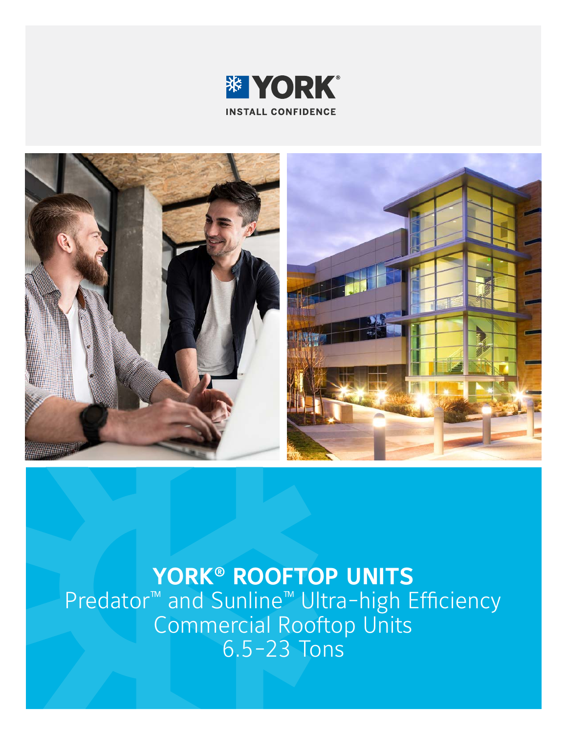YORK®

INSTALL CONFIDENCE

# YORK® ROOFTOP UNITS

Predator™ and Sunline™ Ultra-high Efficiency Commercial Rooftop Units 6.5-23 Tons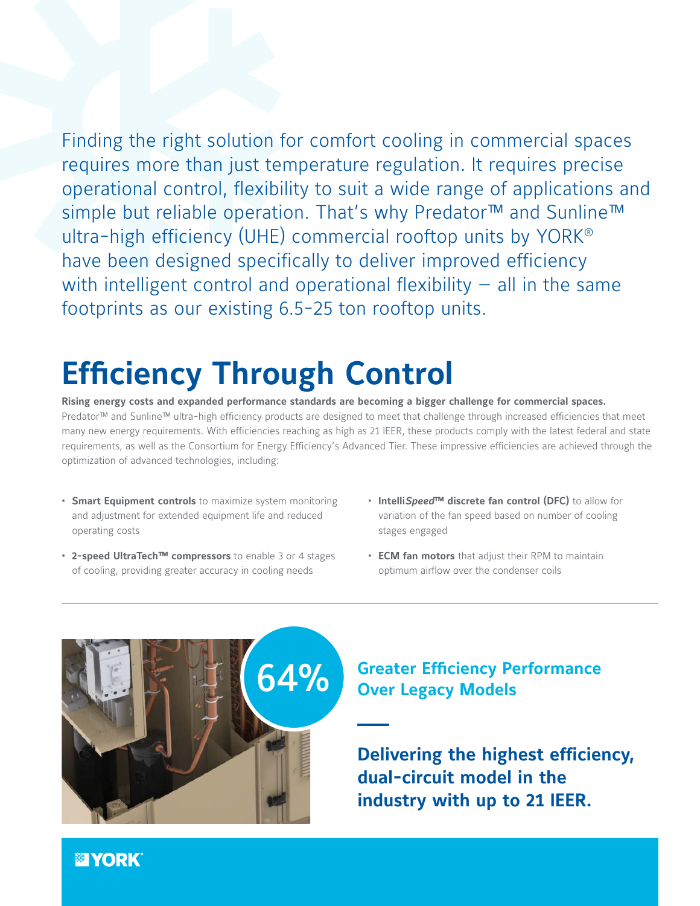Finding the right solution for comfort cooling in commercial spaces requires more than just temperature regulation. It requires precise operational control, flexibility to suit a wide range of applications and simple but reliable operation. That's why Predator™ and Sunline™ ultra-high efficiency (UHE) commercial rooftop units by YORK® have been designed specifically to deliver improved efficiency with intelligent control and operational flexibility – all in the same footprints as our existing 6.5-25 ton rooftop units.

# Efficiency Through Control

**Rising energy costs and expanded performance standards are becoming a bigger challenge for commercial spaces.** Predator™ and Sunline™ ultra-high efficiency products are designed to meet that challenge through increased efficiencies that meet many new energy requirements. With efficiencies reaching as high as 21 IEER, these products comply with the latest federal and state requirements, as well as the Consortium for Energy Efficiency's Advanced Tier. These impressive efficiencies are achieved through the optimization of advanced technologies, including:

- **Smart Equipment controls** to maximize system monitoring and adjustment for extended equipment life and reduced operating costs
- **2-speed UltraTech™ compressors** to enable 3 or 4 stages of cooling, providing greater accuracy in cooling needs
- **Intelli*Speed*™ discrete fan control (DFC)** to allow for variation of the fan speed based on number of cooling stages engaged
- **ECM fan motors** that adjust their RPM to maintain optimum airflow over the condenser coils

64%

## Greater Efficiency Performance Over Legacy Models

**Delivering the highest efficiency, dual-circuit model in the industry with up to 21 IEER.**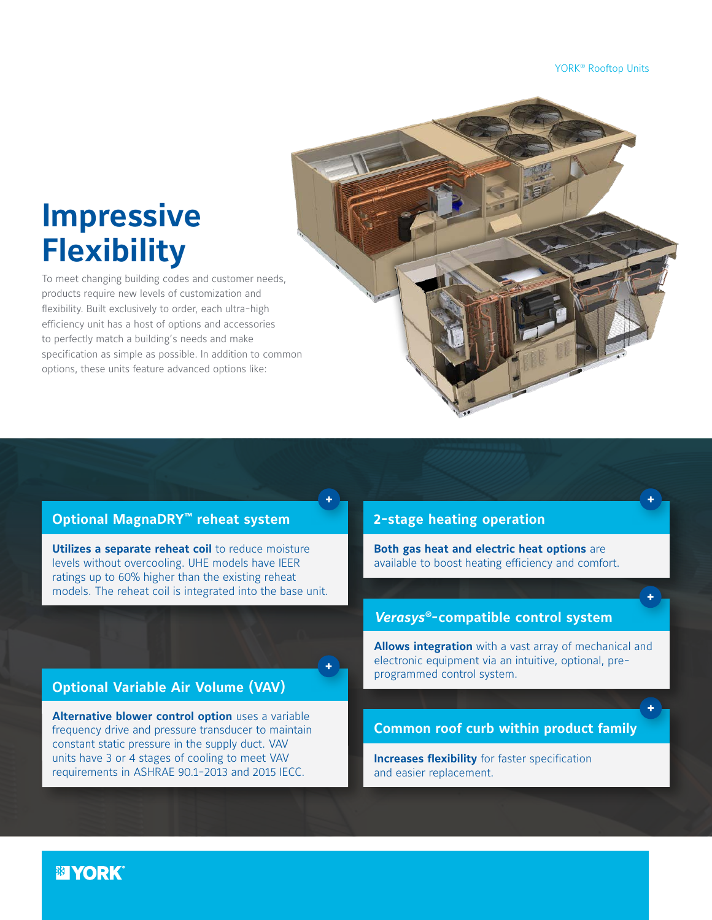# Impressive Flexibility

To meet changing building codes and customer needs, products require new levels of customization and flexibility. Built exclusively to order, each ultra-high efficiency unit has a host of options and accessories to perfectly match a building's needs and make specification as simple as possible. In addition to common options, these units feature advanced options like:

## Optional MagnaDRY™ reheat system

**Utilizes a separate reheat coil** to reduce moisture levels without overcooling. UHE models have IEER ratings up to 60% higher than the existing reheat models. The reheat coil is integrated into the base unit.

## Optional Variable Air Volume (VAV)

**Alternative blower control option** uses a variable frequency drive and pressure transducer to maintain constant static pressure in the supply duct. VAV units have 3 or 4 stages of cooling to meet VAV requirements in ASHRAE 90.1-2013 and 2015 IECC.

## 2-stage heating operation

**Both gas heat and electric heat options** are available to boost heating efficiency and comfort.

## *Verasys*®-compatible control system

**Allows integration** with a vast array of mechanical and electronic equipment via an intuitive, optional, pre-programmed control system.

## Common roof curb within product family

**Increases flexibility** for faster specification and easier replacement.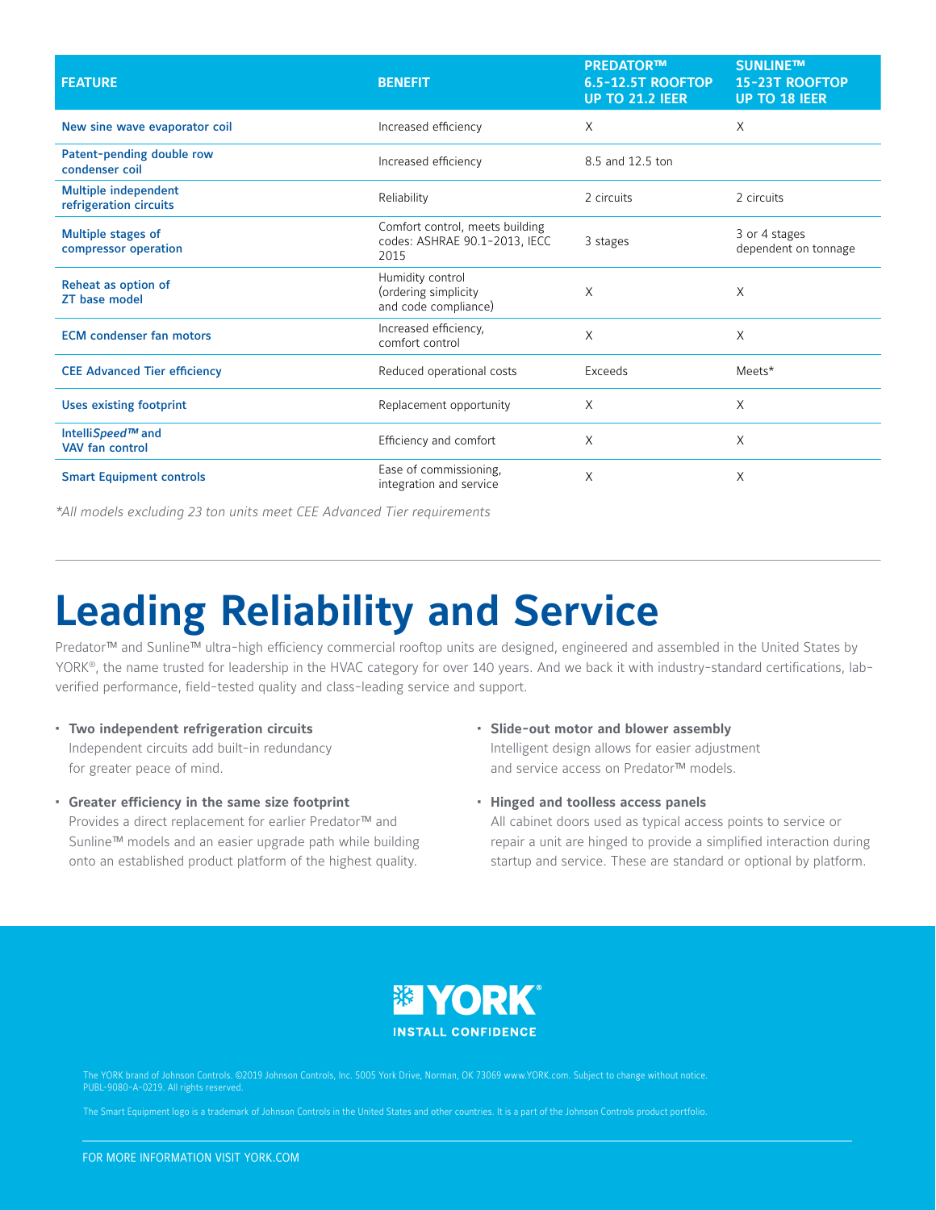| FEATURE | BENEFIT | PREDATOR™ 6.5-12.5T ROOFTOP UP TO 21.2 IEER | SUNLINE™ 15-23T ROOFTOP UP TO 18 IEER |
|---|---|---|---|
| New sine wave evaporator coil | Increased efficiency | X | X |
| Patent-pending double row condenser coil | Increased efficiency | 8.5 and 12.5 ton | |
| Multiple independent refrigeration circuits | Reliability | 2 circuits | 2 circuits |
| Multiple stages of compressor operation | Comfort control, meets building codes: ASHRAE 90.1-2013, IECC 2015 | 3 stages | 3 or 4 stages dependent on tonnage |
| Reheat as option of ZT base model | Humidity control (ordering simplicity and code compliance) | X | X |
| ECM condenser fan motors | Increased efficiency, comfort control | X | X |
| CEE Advanced Tier efficiency | Reduced operational costs | Exceeds | Meets* |
| Uses existing footprint | Replacement opportunity | X | X |
| Intelli*Speed*™ and VAV fan control | Efficiency and comfort | X | X |
| Smart Equipment controls | Ease of commissioning, integration and service | X | X |

*\*All models excluding 23 ton units meet CEE Advanced Tier requirements*

# Leading Reliability and Service

Predator™ and Sunline™ ultra-high efficiency commercial rooftop units are designed, engineered and assembled in the United States by YORK®, the name trusted for leadership in the HVAC category for over 140 years. And we back it with industry-standard certifications, lab-verified performance, field-tested quality and class-leading service and support.

- **Two independent refrigeration circuits**
  Independent circuits add built-in redundancy for greater peace of mind.
- **Greater efficiency in the same size footprint**
  Provides a direct replacement for earlier Predator™ and Sunline™ models and an easier upgrade path while building onto an established product platform of the highest quality.
- **Slide-out motor and blower assembly**
  Intelligent design allows for easier adjustment and service access on Predator™ models.
- **Hinged and toolless access panels**
  All cabinet doors used as typical access points to service or repair a unit are hinged to provide a simplified interaction during startup and service. These are standard or optional by platform.

YORK®
INSTALL CONFIDENCE

The YORK brand of Johnson Controls. ©2019 Johnson Controls, Inc. 5005 York Drive, Norman, OK 73069 www.YORK.com. Subject to change without notice. PUBL-9080-A-0219. All rights reserved.

The Smart Equipment logo is a trademark of Johnson Controls in the United States and other countries. It is a part of the Johnson Controls product portfolio.

FOR MORE INFORMATION VISIT YORK.COM